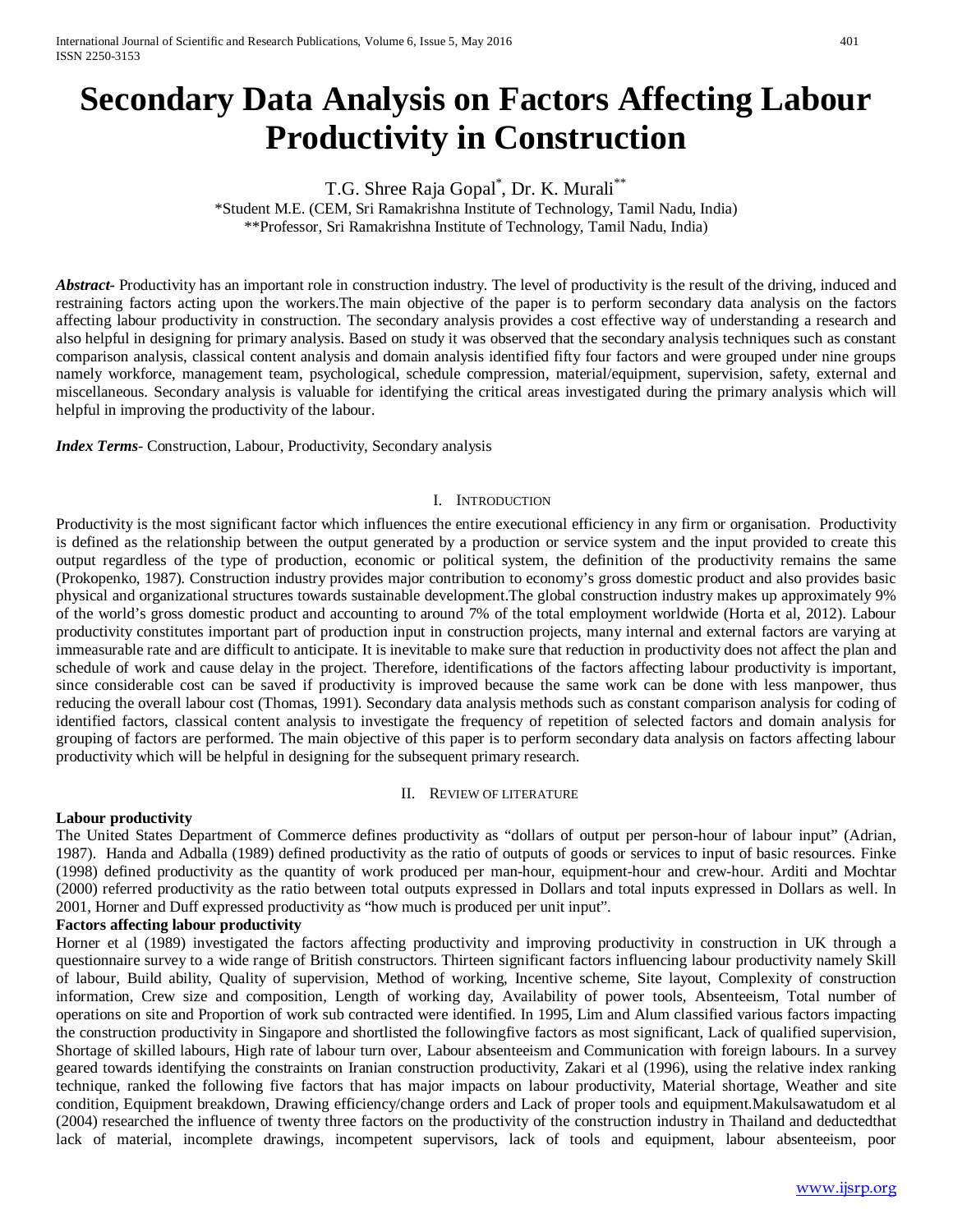# Secondary Data Analysis on Factors Affecting Labour Productivity in Construction

T.G. Shree Raja Gopal[*], Dr. K. Murali[**]

[*]Student M.E. (CEM, Sri Ramakrishna Institute of Technology, Tamil Nadu, India)
[**]Professor, Sri Ramakrishna Institute of Technology, Tamil Nadu, India)

***Abstract***- Productivity has an important role in construction industry. The level of productivity is the result of the driving, induced and restraining factors acting upon the workers.The main objective of the paper is to perform secondary data analysis on the factors affecting labour productivity in construction. The secondary analysis provides a cost effective way of understanding a research and also helpful in designing for primary analysis. Based on study it was observed that the secondary analysis techniques such as constant comparison analysis, classical content analysis and domain analysis identified fifty four factors and were grouped under nine groups namely workforce, management team, psychological, schedule compression, material/equipment, supervision, safety, external and miscellaneous. Secondary analysis is valuable for identifying the critical areas investigated during the primary analysis which will helpful in improving the productivity of the labour.

***Index Terms***- Construction, Labour, Productivity, Secondary analysis

## I. Introduction

Productivity is the most significant factor which influences the entire executional efficiency in any firm or organisation. Productivity is defined as the relationship between the output generated by a production or service system and the input provided to create this output regardless of the type of production, economic or political system, the definition of the productivity remains the same (Prokopenko, 1987). Construction industry provides major contribution to economy's gross domestic product and also provides basic physical and organizational structures towards sustainable development.The global construction industry makes up approximately 9% of the world's gross domestic product and accounting to around 7% of the total employment worldwide (Horta et al, 2012). Labour productivity constitutes important part of production input in construction projects, many internal and external factors are varying at immeasurable rate and are difficult to anticipate. It is inevitable to make sure that reduction in productivity does not affect the plan and schedule of work and cause delay in the project. Therefore, identifications of the factors affecting labour productivity is important, since considerable cost can be saved if productivity is improved because the same work can be done with less manpower, thus reducing the overall labour cost (Thomas, 1991). Secondary data analysis methods such as constant comparison analysis for coding of identified factors, classical content analysis to investigate the frequency of repetition of selected factors and domain analysis for grouping of factors are performed. The main objective of this paper is to perform secondary data analysis on factors affecting labour productivity which will be helpful in designing for the subsequent primary research.

## II. Review of literature

**Labour productivity**

The United States Department of Commerce defines productivity as "dollars of output per person-hour of labour input" (Adrian, 1987). Handa and Adballa (1989) defined productivity as the ratio of outputs of goods or services to input of basic resources. Finke (1998) defined productivity as the quantity of work produced per man-hour, equipment-hour and crew-hour. Arditi and Mochtar (2000) referred productivity as the ratio between total outputs expressed in Dollars and total inputs expressed in Dollars as well. In 2001, Horner and Duff expressed productivity as "how much is produced per unit input".

**Factors affecting labour productivity**

Horner et al (1989) investigated the factors affecting productivity and improving productivity in construction in UK through a questionnaire survey to a wide range of British constructors. Thirteen significant factors influencing labour productivity namely Skill of labour, Build ability, Quality of supervision, Method of working, Incentive scheme, Site layout, Complexity of construction information, Crew size and composition, Length of working day, Availability of power tools, Absenteeism, Total number of operations on site and Proportion of work sub contracted were identified. In 1995, Lim and Alum classified various factors impacting the construction productivity in Singapore and shortlisted the followingfive factors as most significant, Lack of qualified supervision, Shortage of skilled labours, High rate of labour turn over, Labour absenteeism and Communication with foreign labours. In a survey geared towards identifying the constraints on Iranian construction productivity, Zakari et al (1996), using the relative index ranking technique, ranked the following five factors that has major impacts on labour productivity, Material shortage, Weather and site condition, Equipment breakdown, Drawing efficiency/change orders and Lack of proper tools and equipment.Makulsawatudom et al (2004) researched the influence of twenty three factors on the productivity of the construction industry in Thailand and deductedthat lack of material, incomplete drawings, incompetent supervisors, lack of tools and equipment, labour absenteeism, poor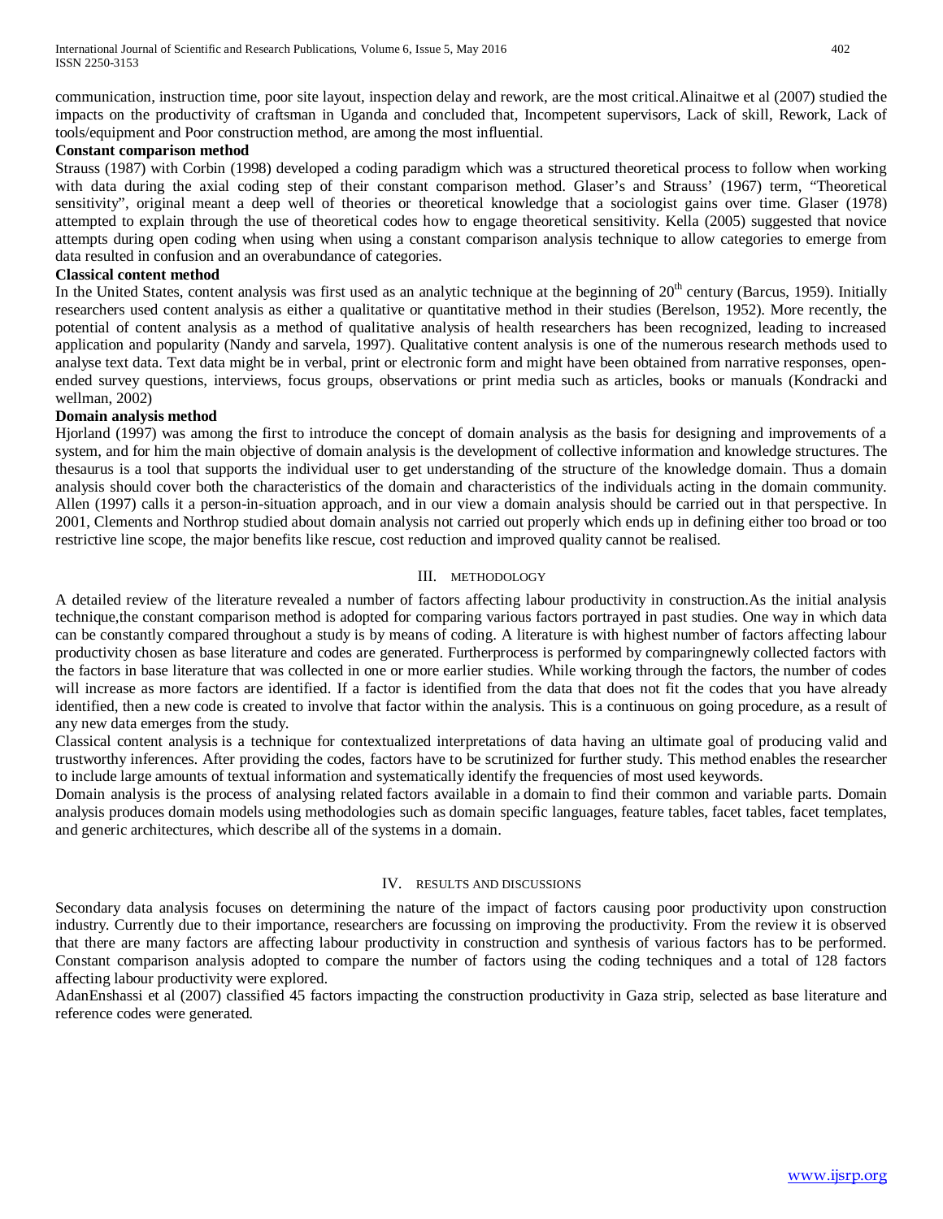communication, instruction time, poor site layout, inspection delay and rework, are the most critical.Alinaitwe et al (2007) studied the impacts on the productivity of craftsman in Uganda and concluded that, Incompetent supervisors, Lack of skill, Rework, Lack of tools/equipment and Poor construction method, are among the most influential.

**Constant comparison method**

Strauss (1987) with Corbin (1998) developed a coding paradigm which was a structured theoretical process to follow when working with data during the axial coding step of their constant comparison method. Glaser's and Strauss' (1967) term, "Theoretical sensitivity", original meant a deep well of theories or theoretical knowledge that a sociologist gains over time. Glaser (1978) attempted to explain through the use of theoretical codes how to engage theoretical sensitivity. Kella (2005) suggested that novice attempts during open coding when using when using a constant comparison analysis technique to allow categories to emerge from data resulted in confusion and an overabundance of categories.

**Classical content method**

In the United States, content analysis was first used as an analytic technique at the beginning of 20th century (Barcus, 1959). Initially researchers used content analysis as either a qualitative or quantitative method in their studies (Berelson, 1952). More recently, the potential of content analysis as a method of qualitative analysis of health researchers has been recognized, leading to increased application and popularity (Nandy and sarvela, 1997). Qualitative content analysis is one of the numerous research methods used to analyse text data. Text data might be in verbal, print or electronic form and might have been obtained from narrative responses, open-ended survey questions, interviews, focus groups, observations or print media such as articles, books or manuals (Kondracki and wellman, 2002)

**Domain analysis method**

Hjorland (1997) was among the first to introduce the concept of domain analysis as the basis for designing and improvements of a system, and for him the main objective of domain analysis is the development of collective information and knowledge structures. The thesaurus is a tool that supports the individual user to get understanding of the structure of the knowledge domain. Thus a domain analysis should cover both the characteristics of the domain and characteristics of the individuals acting in the domain community. Allen (1997) calls it a person-in-situation approach, and in our view a domain analysis should be carried out in that perspective. In 2001, Clements and Northrop studied about domain analysis not carried out properly which ends up in defining either too broad or too restrictive line scope, the major benefits like rescue, cost reduction and improved quality cannot be realised.

## III. METHODOLOGY

A detailed review of the literature revealed a number of factors affecting labour productivity in construction.As the initial analysis technique,the constant comparison method is adopted for comparing various factors portrayed in past studies. One way in which data can be constantly compared throughout a study is by means of coding. A literature is with highest number of factors affecting labour productivity chosen as base literature and codes are generated. Furtherprocess is performed by comparingnewly collected factors with the factors in base literature that was collected in one or more earlier studies. While working through the factors, the number of codes will increase as more factors are identified. If a factor is identified from the data that does not fit the codes that you have already identified, then a new code is created to involve that factor within the analysis. This is a continuous on going procedure, as a result of any new data emerges from the study.

Classical content analysis is a technique for contextualized interpretations of data having an ultimate goal of producing valid and trustworthy inferences. After providing the codes, factors have to be scrutinized for further study. This method enables the researcher to include large amounts of textual information and systematically identify the frequencies of most used keywords.

Domain analysis is the process of analysing related factors available in a domain to find their common and variable parts. Domain analysis produces domain models using methodologies such as domain specific languages, feature tables, facet tables, facet templates, and generic architectures, which describe all of the systems in a domain.

## IV. RESULTS AND DISCUSSIONS

Secondary data analysis focuses on determining the nature of the impact of factors causing poor productivity upon construction industry. Currently due to their importance, researchers are focussing on improving the productivity. From the review it is observed that there are many factors are affecting labour productivity in construction and synthesis of various factors has to be performed. Constant comparison analysis adopted to compare the number of factors using the coding techniques and a total of 128 factors affecting labour productivity were explored.

AdanEnshassi et al (2007) classified 45 factors impacting the construction productivity in Gaza strip, selected as base literature and reference codes were generated.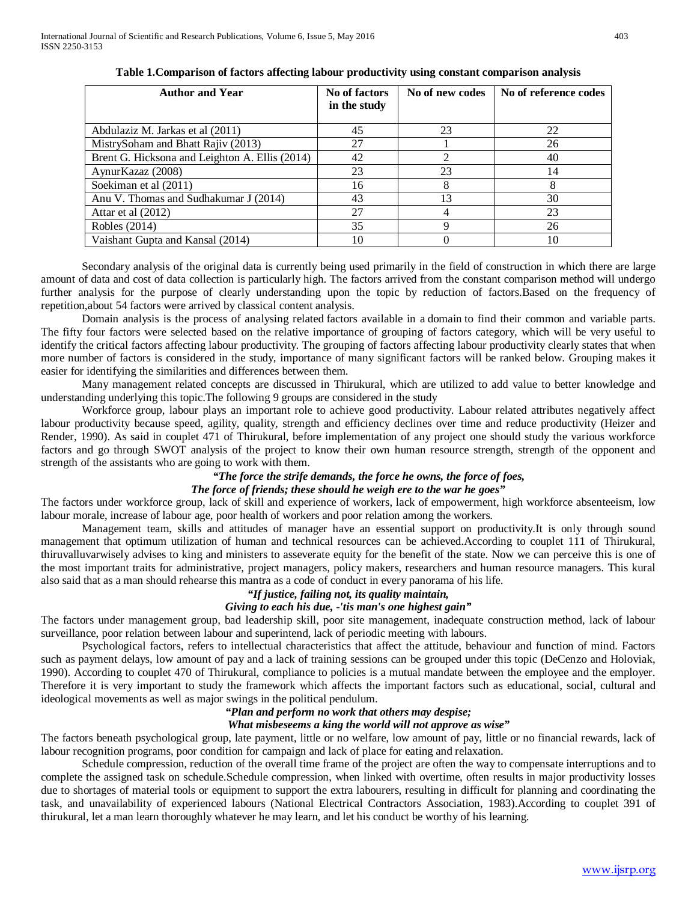**Table 1.Comparison of factors affecting labour productivity using constant comparison analysis**

| Author and Year | No of factors in the study | No of new codes | No of reference codes |
|---|---|---|---|
| Abdulaziz M. Jarkas et al (2011) | 45 | 23 | 22 |
| MistrySoham and Bhatt Rajiv (2013) | 27 | 1 | 26 |
| Brent G. Hicksona and Leighton A. Ellis (2014) | 42 | 2 | 40 |
| AynurKazaz (2008) | 23 | 23 | 14 |
| Soekiman et al (2011) | 16 | 8 | 8 |
| Anu V. Thomas and Sudhakumar J (2014) | 43 | 13 | 30 |
| Attar et al (2012) | 27 | 4 | 23 |
| Robles (2014) | 35 | 9 | 26 |
| Vaishant Gupta and Kansal (2014) | 10 | 0 | 10 |

Secondary analysis of the original data is currently being used primarily in the field of construction in which there are large amount of data and cost of data collection is particularly high. The factors arrived from the constant comparison method will undergo further analysis for the purpose of clearly understanding upon the topic by reduction of factors.Based on the frequency of repetition,about 54 factors were arrived by classical content analysis.

Domain analysis is the process of analysing related factors available in a domain to find their common and variable parts. The fifty four factors were selected based on the relative importance of grouping of factors category, which will be very useful to identify the critical factors affecting labour productivity. The grouping of factors affecting labour productivity clearly states that when more number of factors is considered in the study, importance of many significant factors will be ranked below. Grouping makes it easier for identifying the similarities and differences between them.

Many management related concepts are discussed in Thirukural, which are utilized to add value to better knowledge and understanding underlying this topic.The following 9 groups are considered in the study

Workforce group, labour plays an important role to achieve good productivity. Labour related attributes negatively affect labour productivity because speed, agility, quality, strength and efficiency declines over time and reduce productivity (Heizer and Render, 1990). As said in couplet 471 of Thirukural, before implementation of any project one should study the various workforce factors and go through SWOT analysis of the project to know their own human resource strength, strength of the opponent and strength of the assistants who are going to work with them.

***"The force the strife demands, the force he owns, the force of foes,***
***The force of friends; these should he weigh ere to the war he goes"***

The factors under workforce group, lack of skill and experience of workers, lack of empowerment, high workforce absenteeism, low labour morale, increase of labour age, poor health of workers and poor relation among the workers.

Management team, skills and attitudes of manager have an essential support on productivity.It is only through sound management that optimum utilization of human and technical resources can be achieved.According to couplet 111 of Thirukural, thiruvalluvarwisely advises to king and ministers to asseverate equity for the benefit of the state. Now we can perceive this is one of the most important traits for administrative, project managers, policy makers, researchers and human resource managers. This kural also said that as a man should rehearse this mantra as a code of conduct in every panorama of his life.

***"If justice, failing not, its quality maintain,***
***Giving to each his due, -'tis man's one highest gain"***

The factors under management group, bad leadership skill, poor site management, inadequate construction method, lack of labour surveillance, poor relation between labour and superintend, lack of periodic meeting with labours.

Psychological factors, refers to intellectual characteristics that affect the attitude, behaviour and function of mind. Factors such as payment delays, low amount of pay and a lack of training sessions can be grouped under this topic (DeCenzo and Holoviak, 1990). According to couplet 470 of Thirukural, compliance to policies is a mutual mandate between the employee and the employer. Therefore it is very important to study the framework which affects the important factors such as educational, social, cultural and ideological movements as well as major swings in the political pendulum.

***"Plan and perform no work that others may despise;***
***What misbeseems a king the world will not approve as wise"***

The factors beneath psychological group, late payment, little or no welfare, low amount of pay, little or no financial rewards, lack of labour recognition programs, poor condition for campaign and lack of place for eating and relaxation.

Schedule compression, reduction of the overall time frame of the project are often the way to compensate interruptions and to complete the assigned task on schedule.Schedule compression, when linked with overtime, often results in major productivity losses due to shortages of material tools or equipment to support the extra labourers, resulting in difficult for planning and coordinating the task, and unavailability of experienced labours (National Electrical Contractors Association, 1983).According to couplet 391 of thirukural, let a man learn thoroughly whatever he may learn, and let his conduct be worthy of his learning.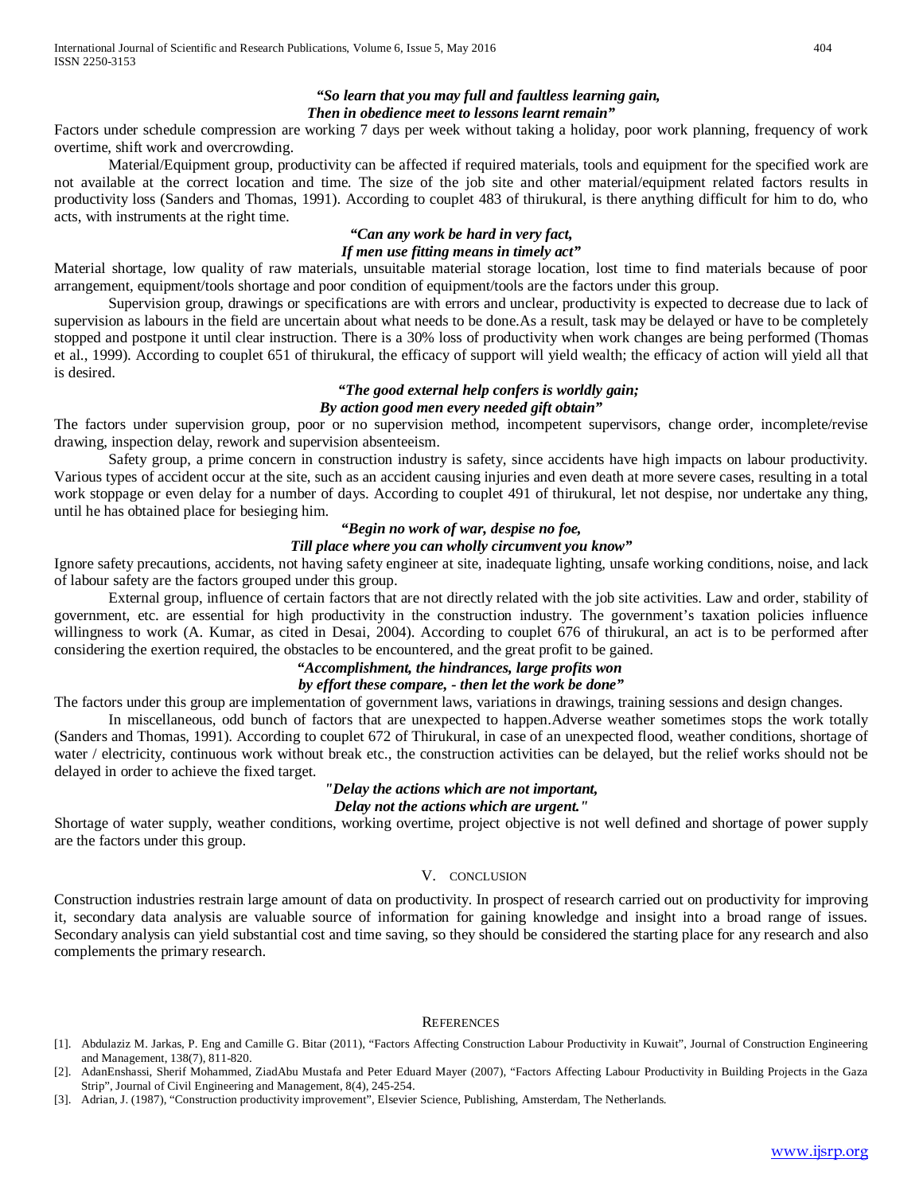***"So learn that you may full and faultless learning gain,***
***Then in obedience meet to lessons learnt remain"***

Factors under schedule compression are working 7 days per week without taking a holiday, poor work planning, frequency of work overtime, shift work and overcrowding.

Material/Equipment group, productivity can be affected if required materials, tools and equipment for the specified work are not available at the correct location and time. The size of the job site and other material/equipment related factors results in productivity loss (Sanders and Thomas, 1991). According to couplet 483 of thirukural, is there anything difficult for him to do, who acts, with instruments at the right time.

***"Can any work be hard in very fact,***
***If men use fitting means in timely act"***

Material shortage, low quality of raw materials, unsuitable material storage location, lost time to find materials because of poor arrangement, equipment/tools shortage and poor condition of equipment/tools are the factors under this group.

Supervision group, drawings or specifications are with errors and unclear, productivity is expected to decrease due to lack of supervision as labours in the field are uncertain about what needs to be done.As a result, task may be delayed or have to be completely stopped and postpone it until clear instruction. There is a 30% loss of productivity when work changes are being performed (Thomas et al., 1999). According to couplet 651 of thirukural, the efficacy of support will yield wealth; the efficacy of action will yield all that is desired.

***"The good external help confers is worldly gain;***
***By action good men every needed gift obtain"***

The factors under supervision group, poor or no supervision method, incompetent supervisors, change order, incomplete/revise drawing, inspection delay, rework and supervision absenteeism.

Safety group, a prime concern in construction industry is safety, since accidents have high impacts on labour productivity. Various types of accident occur at the site, such as an accident causing injuries and even death at more severe cases, resulting in a total work stoppage or even delay for a number of days. According to couplet 491 of thirukural, let not despise, nor undertake any thing, until he has obtained place for besieging him.

***"Begin no work of war, despise no foe,***
***Till place where you can wholly circumvent you know"***

Ignore safety precautions, accidents, not having safety engineer at site, inadequate lighting, unsafe working conditions, noise, and lack of labour safety are the factors grouped under this group.

External group, influence of certain factors that are not directly related with the job site activities. Law and order, stability of government, etc. are essential for high productivity in the construction industry. The government's taxation policies influence willingness to work (A. Kumar, as cited in Desai, 2004). According to couplet 676 of thirukural, an act is to be performed after considering the exertion required, the obstacles to be encountered, and the great profit to be gained.

***"Accomplishment, the hindrances, large profits won***
***by effort these compare, - then let the work be done"***

The factors under this group are implementation of government laws, variations in drawings, training sessions and design changes.

In miscellaneous, odd bunch of factors that are unexpected to happen.Adverse weather sometimes stops the work totally (Sanders and Thomas, 1991). According to couplet 672 of Thirukural, in case of an unexpected flood, weather conditions, shortage of water / electricity, continuous work without break etc., the construction activities can be delayed, but the relief works should not be delayed in order to achieve the fixed target.

***"Delay the actions which are not important,***
***Delay not the actions which are urgent."***

Shortage of water supply, weather conditions, working overtime, project objective is not well defined and shortage of power supply are the factors under this group.

## V. CONCLUSION

Construction industries restrain large amount of data on productivity. In prospect of research carried out on productivity for improving it, secondary data analysis are valuable source of information for gaining knowledge and insight into a broad range of issues. Secondary analysis can yield substantial cost and time saving, so they should be considered the starting place for any research and also complements the primary research.

## REFERENCES

[1]. Abdulaziz M. Jarkas, P. Eng and Camille G. Bitar (2011), "Factors Affecting Construction Labour Productivity in Kuwait", Journal of Construction Engineering and Management, 138(7), 811-820.

[2]. AdanEnshassi, Sherif Mohammed, ZiadAbu Mustafa and Peter Eduard Mayer (2007), "Factors Affecting Labour Productivity in Building Projects in the Gaza Strip", Journal of Civil Engineering and Management, 8(4), 245-254.

[3]. Adrian, J. (1987), "Construction productivity improvement", Elsevier Science, Publishing, Amsterdam, The Netherlands.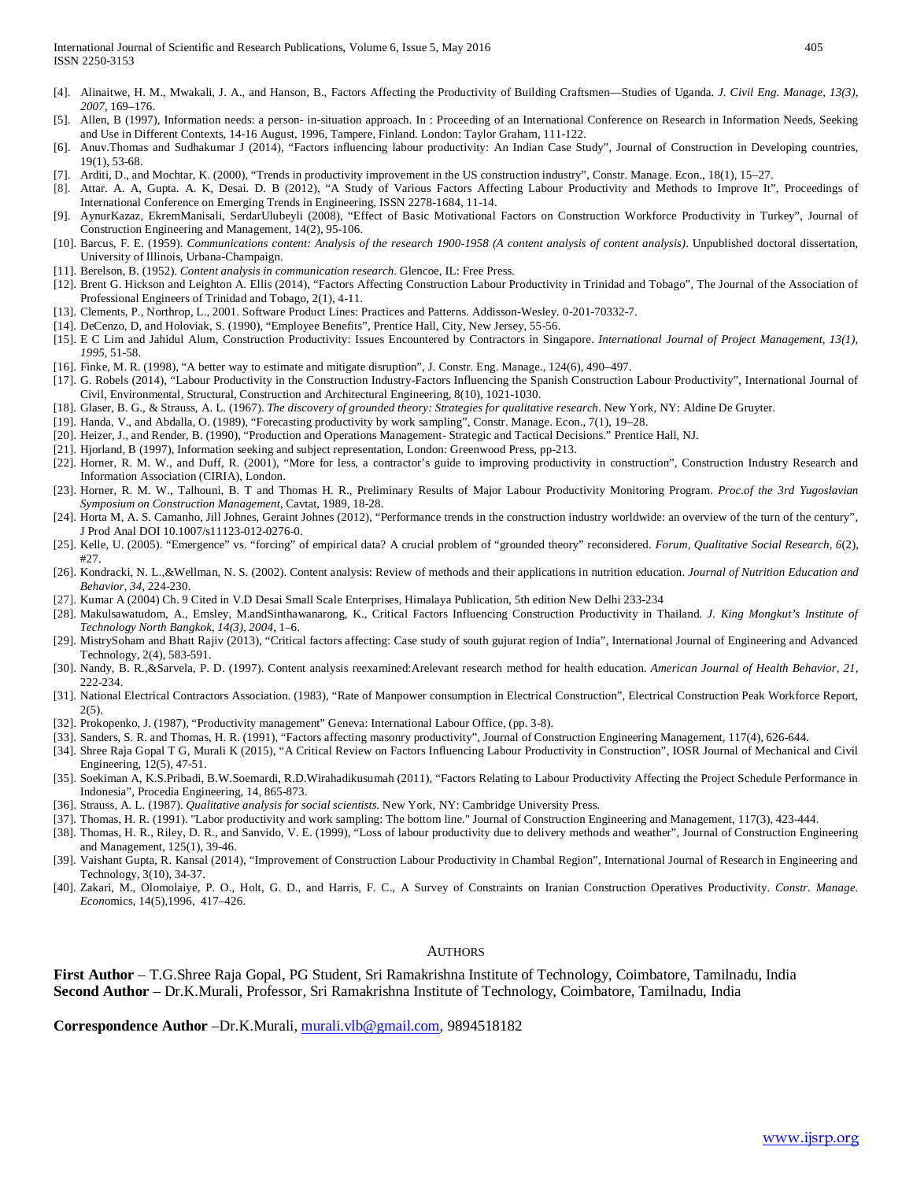[4]. Alinaitwe, H. M., Mwakali, J. A., and Hanson, B., Factors Affecting the Productivity of Building Craftsmen—Studies of Uganda. *J. Civil Eng. Manage, 13(3), 2007*, 169–176.

[5]. Allen, B (1997), Information needs: a person- in-situation approach. In : Proceeding of an International Conference on Research in Information Needs, Seeking and Use in Different Contexts, 14-16 August, 1996, Tampere, Finland. London: Taylor Graham, 111-122.

[6]. Anuv.Thomas and Sudhakumar J (2014), "Factors influencing labour productivity: An Indian Case Study", Journal of Construction in Developing countries, 19(1), 53-68.

[7]. Arditi, D., and Mochtar, K. (2000), "Trends in productivity improvement in the US construction industry", Constr. Manage. Econ., 18(1), 15–27.

[8]. Attar. A. A, Gupta. A. K, Desai. D. B (2012), "A Study of Various Factors Affecting Labour Productivity and Methods to Improve It", Proceedings of International Conference on Emerging Trends in Engineering, ISSN 2278-1684, 11-14.

[9]. AynurKazaz, EkremManisali, SerdarUlubeyli (2008), "Effect of Basic Motivational Factors on Construction Workforce Productivity in Turkey", Journal of Construction Engineering and Management, 14(2), 95-106.

[10]. Barcus, F. E. (1959). *Communications content: Analysis of the research 1900-1958 (A content analysis of content analysis)*. Unpublished doctoral dissertation, University of Illinois, Urbana-Champaign.

[11]. Berelson, B. (1952). *Content analysis in communication research*. Glencoe, IL: Free Press.

[12]. Brent G. Hickson and Leighton A. Ellis (2014), "Factors Affecting Construction Labour Productivity in Trinidad and Tobago", The Journal of the Association of Professional Engineers of Trinidad and Tobago, 2(1), 4-11.

[13]. Clements, P., Northrop, L., 2001. Software Product Lines: Practices and Patterns. Addisson-Wesley. 0-201-70332-7.

[14]. DeCenzo, D, and Holoviak, S. (1990), "Employee Benefits", Prentice Hall, City, New Jersey, 55-56.

[15]. E C Lim and Jahidul Alum, Construction Productivity: Issues Encountered by Contractors in Singapore. *International Journal of Project Management, 13(1), 1995*, 51-58.

[16]. Finke, M. R. (1998), "A better way to estimate and mitigate disruption", J. Constr. Eng. Manage., 124(6), 490–497.

[17]. G. Robels (2014), "Labour Productivity in the Construction Industry-Factors Influencing the Spanish Construction Labour Productivity", International Journal of Civil, Environmental, Structural, Construction and Architectural Engineering, 8(10), 1021-1030.

[18]. Glaser, B. G., & Strauss, A. L. (1967). *The discovery of grounded theory: Strategies for qualitative research*. New York, NY: Aldine De Gruyter.

[19]. Handa, V., and Abdalla, O. (1989), "Forecasting productivity by work sampling", Constr. Manage. Econ., 7(1), 19–28.

[20]. Heizer, J., and Render, B. (1990), "Production and Operations Management- Strategic and Tactical Decisions." Prentice Hall, NJ.

[21]. Hjorland, B (1997), Information seeking and subject representation, London: Greenwood Press, pp-213.

[22]. Horner, R. M. W., and Duff, R. (2001), "More for less, a contractor's guide to improving productivity in construction", Construction Industry Research and Information Association (CIRIA), London.

[23]. Horner, R. M. W., Talhouni, B. T and Thomas H. R., Preliminary Results of Major Labour Productivity Monitoring Program. *Proc.of the 3rd Yugoslavian Symposium on Construction Management*, Cavtat, 1989, 18-28.

[24]. Horta M, A. S. Camanho, Jill Johnes, Geraint Johnes (2012), "Performance trends in the construction industry worldwide: an overview of the turn of the century", J Prod Anal DOI 10.1007/s11123-012-0276-0.

[25]. Kelle, U. (2005). "Emergence" vs. "forcing" of empirical data? A crucial problem of "grounded theory" reconsidered. *Forum, Qualitative Social Research, 6*(2), #27.

[26]. Kondracki, N. L.,&Wellman, N. S. (2002). Content analysis: Review of methods and their applications in nutrition education. *Journal of Nutrition Education and Behavior, 34*, 224-230.

[27]. Kumar A (2004) Ch. 9 Cited in V.D Desai Small Scale Enterprises, Himalaya Publication, 5th edition New Delhi 233-234

[28]. Makulsawatudom, A., Emsley, M.andSinthawanarong, K., Critical Factors Influencing Construction Productivity in Thailand. *J. King Mongkut's Institute of Technology North Bangkok, 14(3), 2004*, 1–6.

[29]. MistrySoham and Bhatt Rajiv (2013), "Critical factors affecting: Case study of south gujurat region of India", International Journal of Engineering and Advanced Technology, 2(4), 583-591.

[30]. Nandy, B. R.,&Sarvela, P. D. (1997). Content analysis reexamined:Arelevant research method for health education. *American Journal of Health Behavior, 21*, 222-234.

[31]. National Electrical Contractors Association. (1983), "Rate of Manpower consumption in Electrical Construction", Electrical Construction Peak Workforce Report, 2(5).

[32]. Prokopenko, J. (1987), "Productivity management" Geneva: International Labour Office, (pp. 3-8).

[33]. Sanders, S. R. and Thomas, H. R. (1991), "Factors affecting masonry productivity", Journal of Construction Engineering Management, 117(4), 626-644.

[34]. Shree Raja Gopal T G, Murali K (2015), "A Critical Review on Factors Influencing Labour Productivity in Construction", IOSR Journal of Mechanical and Civil Engineering, 12(5), 47-51.

[35]. Soekiman A, K.S.Pribadi, B.W.Soemardi, R.D.Wirahadikusumah (2011), "Factors Relating to Labour Productivity Affecting the Project Schedule Performance in Indonesia", Procedia Engineering, 14, 865-873.

[36]. Strauss, A. L. (1987). *Qualitative analysis for social scientists*. New York, NY: Cambridge University Press.

[37]. Thomas, H. R. (1991). "Labor productivity and work sampling: The bottom line." Journal of Construction Engineering and Management, 117(3), 423-444.

[38]. Thomas, H. R., Riley, D. R., and Sanvido, V. E. (1999), "Loss of labour productivity due to delivery methods and weather", Journal of Construction Engineering and Management, 125(1), 39-46.

[39]. Vaishant Gupta, R. Kansal (2014), "Improvement of Construction Labour Productivity in Chambal Region", International Journal of Research in Engineering and Technology, 3(10), 34-37.

[40]. Zakari, M., Olomolaiye, P. O., Holt, G. D., and Harris, F. C., A Survey of Constraints on Iranian Construction Operatives Productivity. *Constr. Manage. Econ*omics, 14(5),1996, 417–426.

## AUTHORS

**First Author** – T.G.Shree Raja Gopal, PG Student, Sri Ramakrishna Institute of Technology, Coimbatore, Tamilnadu, India
**Second Author** – Dr.K.Murali, Professor, Sri Ramakrishna Institute of Technology, Coimbatore, Tamilnadu, India

**Correspondence Author** –Dr.K.Murali, murali.vlb@gmail.com, 9894518182